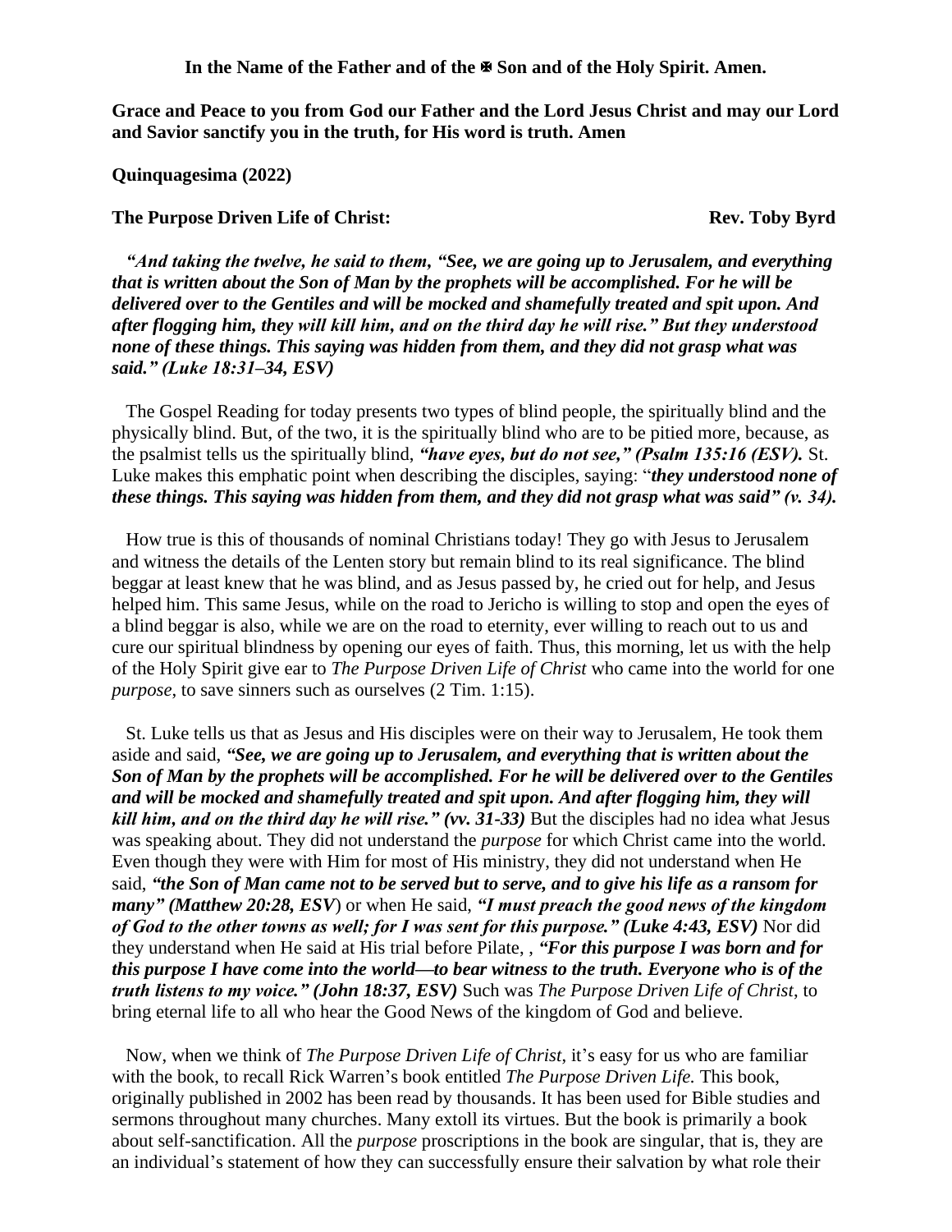**In the Name of the Father and of the ✠ Son and of the Holy Spirit. Amen.**

**Grace and Peace to you from God our Father and the Lord Jesus Christ and may our Lord and Savior sanctify you in the truth, for His word is truth. Amen**

**Quinquagesima (2022)**

**The Purpose Driven Life of Christ:** **Rev. Toby Byrd**

***"And taking the twelve, he said to them, "See, we are going up to Jerusalem, and everything that is written about the Son of Man by the prophets will be accomplished. For he will be delivered over to the Gentiles and will be mocked and shamefully treated and spit upon. And after flogging him, they will kill him, and on the third day he will rise." But they understood none of these things. This saying was hidden from them, and they did not grasp what was said." (Luke 18:31–34, ESV)***

The Gospel Reading for today presents two types of blind people, the spiritually blind and the physically blind. But, of the two, it is the spiritually blind who are to be pitied more, because, as the psalmist tells us the spiritually blind, ***"have eyes, but do not see," (Psalm 135:16 (ESV).*** St. Luke makes this emphatic point when describing the disciples, saying: "***they understood none of these things. This saying was hidden from them, and they did not grasp what was said" (v. 34).***

How true is this of thousands of nominal Christians today! They go with Jesus to Jerusalem and witness the details of the Lenten story but remain blind to its real significance. The blind beggar at least knew that he was blind, and as Jesus passed by, he cried out for help, and Jesus helped him. This same Jesus, while on the road to Jericho is willing to stop and open the eyes of a blind beggar is also, while we are on the road to eternity, ever willing to reach out to us and cure our spiritual blindness by opening our eyes of faith. Thus, this morning, let us with the help of the Holy Spirit give ear to *The Purpose Driven Life of Christ* who came into the world for one *purpose*, to save sinners such as ourselves (2 Tim. 1:15).

St. Luke tells us that as Jesus and His disciples were on their way to Jerusalem, He took them aside and said, ***"See, we are going up to Jerusalem, and everything that is written about the Son of Man by the prophets will be accomplished. For he will be delivered over to the Gentiles and will be mocked and shamefully treated and spit upon. And after flogging him, they will kill him, and on the third day he will rise." (vv. 31-33)*** But the disciples had no idea what Jesus was speaking about. They did not understand the *purpose* for which Christ came into the world. Even though they were with Him for most of His ministry, they did not understand when He said, ***"the Son of Man came not to be served but to serve, and to give his life as a ransom for many" (Matthew 20:28, ESV***) or when He said, ***"I must preach the good news of the kingdom of God to the other towns as well; for I was sent for this purpose." (Luke 4:43, ESV)*** Nor did they understand when He said at His trial before Pilate, , ***"For this purpose I was born and for this purpose I have come into the world—to bear witness to the truth. Everyone who is of the truth listens to my voice." (John 18:37, ESV)*** Such was *The Purpose Driven Life of Christ*, to bring eternal life to all who hear the Good News of the kingdom of God and believe.

Now, when we think of *The Purpose Driven Life of Christ*, it's easy for us who are familiar with the book, to recall Rick Warren's book entitled *The Purpose Driven Life.* This book, originally published in 2002 has been read by thousands. It has been used for Bible studies and sermons throughout many churches. Many extoll its virtues. But the book is primarily a book about self-sanctification. All the *purpose* proscriptions in the book are singular, that is, they are an individual's statement of how they can successfully ensure their salvation by what role their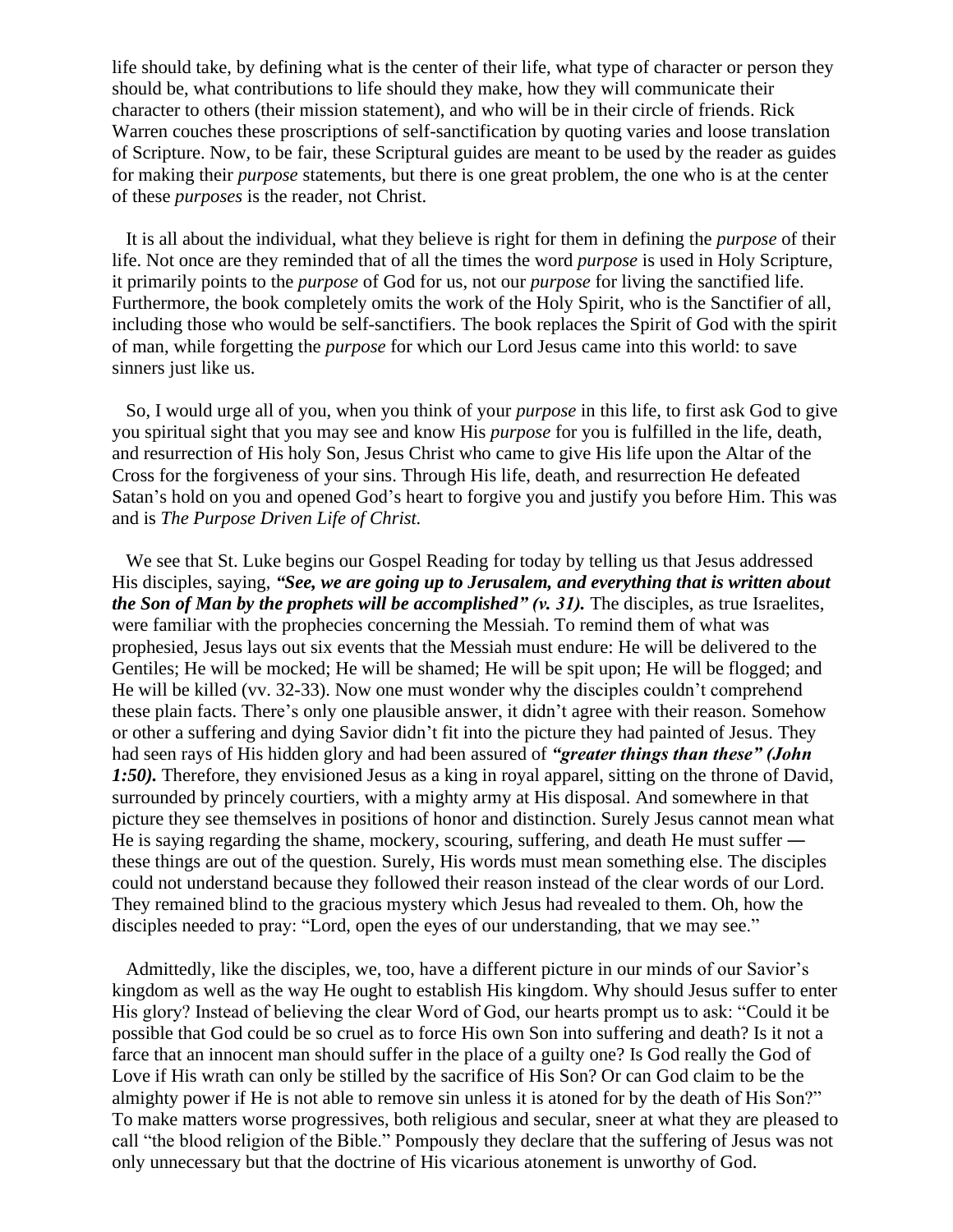life should take, by defining what is the center of their life, what type of character or person they should be, what contributions to life should they make, how they will communicate their character to others (their mission statement), and who will be in their circle of friends. Rick Warren couches these proscriptions of self-sanctification by quoting varies and loose translation of Scripture. Now, to be fair, these Scriptural guides are meant to be used by the reader as guides for making their *purpose* statements, but there is one great problem, the one who is at the center of these *purposes* is the reader, not Christ.

It is all about the individual, what they believe is right for them in defining the *purpose* of their life. Not once are they reminded that of all the times the word *purpose* is used in Holy Scripture, it primarily points to the *purpose* of God for us, not our *purpose* for living the sanctified life. Furthermore, the book completely omits the work of the Holy Spirit, who is the Sanctifier of all, including those who would be self-sanctifiers. The book replaces the Spirit of God with the spirit of man, while forgetting the *purpose* for which our Lord Jesus came into this world: to save sinners just like us.

So, I would urge all of you, when you think of your *purpose* in this life, to first ask God to give you spiritual sight that you may see and know His *purpose* for you is fulfilled in the life, death, and resurrection of His holy Son, Jesus Christ who came to give His life upon the Altar of the Cross for the forgiveness of your sins. Through His life, death, and resurrection He defeated Satan's hold on you and opened God's heart to forgive you and justify you before Him. This was and is *The Purpose Driven Life of Christ.*

We see that St. Luke begins our Gospel Reading for today by telling us that Jesus addressed His disciples, saying, ***"See, we are going up to Jerusalem, and everything that is written about the Son of Man by the prophets will be accomplished" (v. 31).*** The disciples, as true Israelites, were familiar with the prophecies concerning the Messiah. To remind them of what was prophesied, Jesus lays out six events that the Messiah must endure: He will be delivered to the Gentiles; He will be mocked; He will be shamed; He will be spit upon; He will be flogged; and He will be killed (vv. 32-33). Now one must wonder why the disciples couldn't comprehend these plain facts. There's only one plausible answer, it didn't agree with their reason. Somehow or other a suffering and dying Savior didn't fit into the picture they had painted of Jesus. They had seen rays of His hidden glory and had been assured of ***"greater things than these" (John 1:50).*** Therefore, they envisioned Jesus as a king in royal apparel, sitting on the throne of David, surrounded by princely courtiers, with a mighty army at His disposal. And somewhere in that picture they see themselves in positions of honor and distinction. Surely Jesus cannot mean what He is saying regarding the shame, mockery, scouring, suffering, and death He must suffer — these things are out of the question. Surely, His words must mean something else. The disciples could not understand because they followed their reason instead of the clear words of our Lord. They remained blind to the gracious mystery which Jesus had revealed to them. Oh, how the disciples needed to pray: "Lord, open the eyes of our understanding, that we may see."

Admittedly, like the disciples, we, too, have a different picture in our minds of our Savior's kingdom as well as the way He ought to establish His kingdom. Why should Jesus suffer to enter His glory? Instead of believing the clear Word of God, our hearts prompt us to ask: "Could it be possible that God could be so cruel as to force His own Son into suffering and death? Is it not a farce that an innocent man should suffer in the place of a guilty one? Is God really the God of Love if His wrath can only be stilled by the sacrifice of His Son? Or can God claim to be the almighty power if He is not able to remove sin unless it is atoned for by the death of His Son?" To make matters worse progressives, both religious and secular, sneer at what they are pleased to call "the blood religion of the Bible." Pompously they declare that the suffering of Jesus was not only unnecessary but that the doctrine of His vicarious atonement is unworthy of God.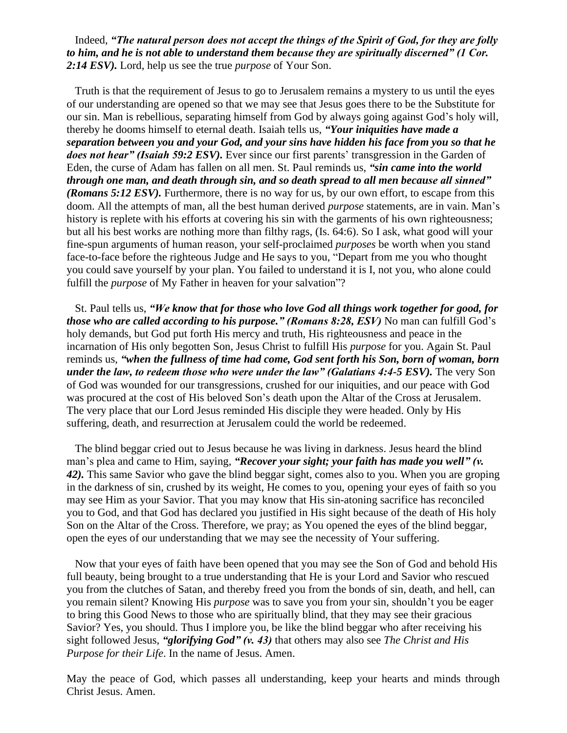Indeed, ***"The natural person does not accept the things of the Spirit of God, for they are folly to him, and he is not able to understand them because they are spiritually discerned" (1 Cor. 2:14 ESV).*** Lord, help us see the true *purpose* of Your Son.

Truth is that the requirement of Jesus to go to Jerusalem remains a mystery to us until the eyes of our understanding are opened so that we may see that Jesus goes there to be the Substitute for our sin. Man is rebellious, separating himself from God by always going against God's holy will, thereby he dooms himself to eternal death. Isaiah tells us, ***"Your iniquities have made a separation between you and your God, and your sins have hidden his face from you so that he does not hear" (Isaiah 59:2 ESV).*** Ever since our first parents' transgression in the Garden of Eden, the curse of Adam has fallen on all men. St. Paul reminds us, ***"sin came into the world through one man, and death through sin, and so death spread to all men because all sinned" (Romans 5:12 ESV).*** Furthermore, there is no way for us, by our own effort, to escape from this doom. All the attempts of man, all the best human derived *purpose* statements, are in vain. Man's history is replete with his efforts at covering his sin with the garments of his own righteousness; but all his best works are nothing more than filthy rags, (Is. 64:6). So I ask, what good will your fine-spun arguments of human reason, your self-proclaimed *purposes* be worth when you stand face-to-face before the righteous Judge and He says to you, "Depart from me you who thought you could save yourself by your plan. You failed to understand it is I, not you, who alone could fulfill the *purpose* of My Father in heaven for your salvation"?

St. Paul tells us, ***"We know that for those who love God all things work together for good, for those who are called according to his purpose." (Romans 8:28, ESV)*** No man can fulfill God's holy demands, but God put forth His mercy and truth, His righteousness and peace in the incarnation of His only begotten Son, Jesus Christ to fulfill His *purpose* for you. Again St. Paul reminds us, ***"when the fullness of time had come, God sent forth his Son, born of woman, born under the law, to redeem those who were under the law" (Galatians 4:4-5 ESV).*** The very Son of God was wounded for our transgressions, crushed for our iniquities, and our peace with God was procured at the cost of His beloved Son's death upon the Altar of the Cross at Jerusalem. The very place that our Lord Jesus reminded His disciple they were headed. Only by His suffering, death, and resurrection at Jerusalem could the world be redeemed.

The blind beggar cried out to Jesus because he was living in darkness. Jesus heard the blind man's plea and came to Him, saying, ***"Recover your sight; your faith has made you well" (v. 42).*** This same Savior who gave the blind beggar sight, comes also to you. When you are groping in the darkness of sin, crushed by its weight, He comes to you, opening your eyes of faith so you may see Him as your Savior. That you may know that His sin-atoning sacrifice has reconciled you to God, and that God has declared you justified in His sight because of the death of His holy Son on the Altar of the Cross. Therefore, we pray; as You opened the eyes of the blind beggar, open the eyes of our understanding that we may see the necessity of Your suffering.

Now that your eyes of faith have been opened that you may see the Son of God and behold His full beauty, being brought to a true understanding that He is your Lord and Savior who rescued you from the clutches of Satan, and thereby freed you from the bonds of sin, death, and hell, can you remain silent? Knowing His *purpose* was to save you from your sin, shouldn't you be eager to bring this Good News to those who are spiritually blind, that they may see their gracious Savior? Yes, you should. Thus I implore you, be like the blind beggar who after receiving his sight followed Jesus, ***"glorifying God" (v. 43)*** that others may also see *The Christ and His Purpose for their Life*. In the name of Jesus. Amen.

May the peace of God, which passes all understanding, keep your hearts and minds through Christ Jesus. Amen.